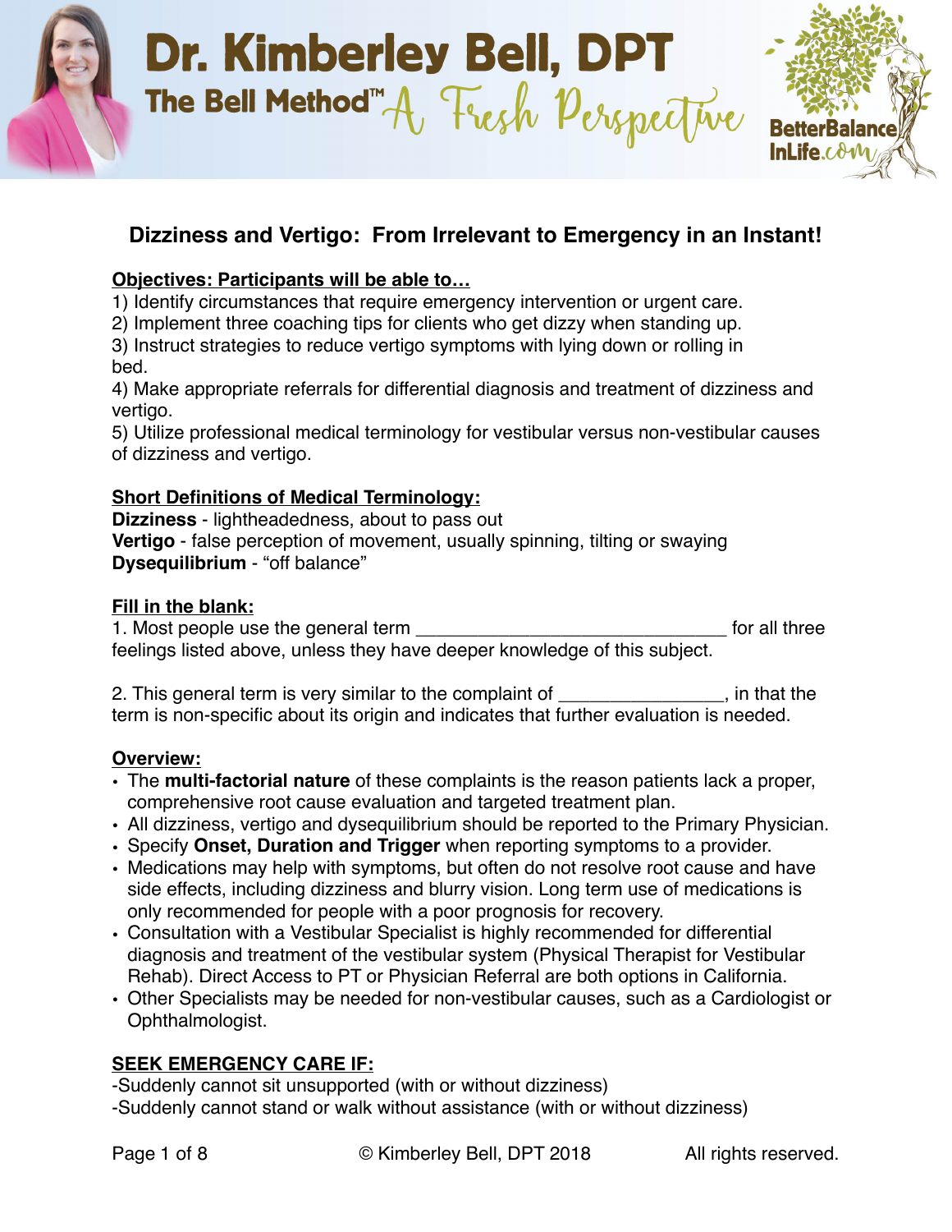Dr. Kimberley Bell, DPT

The Bell Method™ A Fresh Perspective

BetterBalanceInLife.com

## Dizziness and Vertigo: From Irrelevant to Emergency in an Instant!

**Objectives: Participants will be able to…**

1) Identify circumstances that require emergency intervention or urgent care.
2) Implement three coaching tips for clients who get dizzy when standing up.
3) Instruct strategies to reduce vertigo symptoms with lying down or rolling in bed.
4) Make appropriate referrals for differential diagnosis and treatment of dizziness and vertigo.
5) Utilize professional medical terminology for vestibular versus non-vestibular causes of dizziness and vertigo.

**Short Definitions of Medical Terminology:**

**Dizziness** - lightheadedness, about to pass out
**Vertigo** - false perception of movement, usually spinning, tilting or swaying
**Dysequilibrium** - "off balance"

**Fill in the blank:**

1. Most people use the general term ______________________________ for all three feelings listed above, unless they have deeper knowledge of this subject.

2. This general term is very similar to the complaint of _______________, in that the term is non-specific about its origin and indicates that further evaluation is needed.

**Overview:**

- The **multi-factorial nature** of these complaints is the reason patients lack a proper, comprehensive root cause evaluation and targeted treatment plan.
- All dizziness, vertigo and dysequilibrium should be reported to the Primary Physician.
- Specify **Onset, Duration and Trigger** when reporting symptoms to a provider.
- Medications may help with symptoms, but often do not resolve root cause and have side effects, including dizziness and blurry vision. Long term use of medications is only recommended for people with a poor prognosis for recovery.
- Consultation with a Vestibular Specialist is highly recommended for differential diagnosis and treatment of the vestibular system (Physical Therapist for Vestibular Rehab). Direct Access to PT or Physician Referral are both options in California.
- Other Specialists may be needed for non-vestibular causes, such as a Cardiologist or Ophthalmologist.

**SEEK EMERGENCY CARE IF:**

-Suddenly cannot sit unsupported (with or without dizziness)
-Suddenly cannot stand or walk without assistance (with or without dizziness)

© Kimberley Bell, DPT 2018 All rights reserved.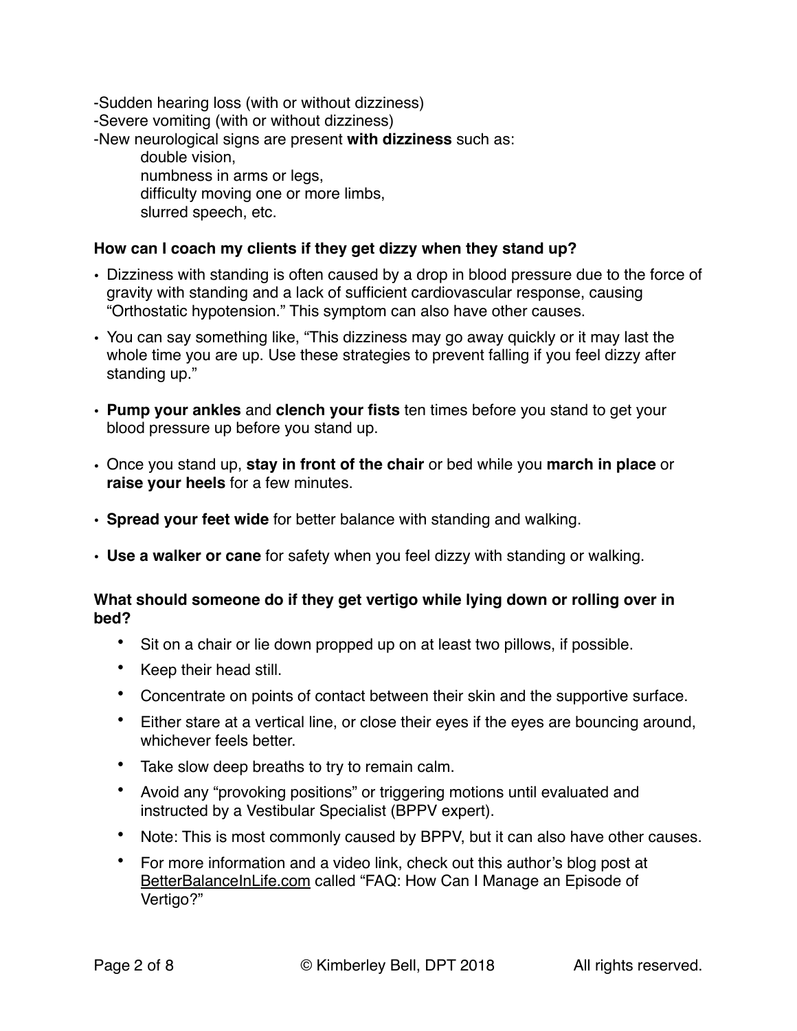-Sudden hearing loss (with or without dizziness)
-Severe vomiting (with or without dizziness)
-New neurological signs are present **with dizziness** such as:
  double vision,
  numbness in arms or legs,
  difficulty moving one or more limbs,
  slurred speech, etc.

**How can I coach my clients if they get dizzy when they stand up?**

- Dizziness with standing is often caused by a drop in blood pressure due to the force of gravity with standing and a lack of sufficient cardiovascular response, causing "Orthostatic hypotension." This symptom can also have other causes.
- You can say something like, "This dizziness may go away quickly or it may last the whole time you are up. Use these strategies to prevent falling if you feel dizzy after standing up."
- **Pump your ankles** and **clench your fists** ten times before you stand to get your blood pressure up before you stand up.
- Once you stand up, **stay in front of the chair** or bed while you **march in place** or **raise your heels** for a few minutes.
- **Spread your feet wide** for better balance with standing and walking.
- **Use a walker or cane** for safety when you feel dizzy with standing or walking.

**What should someone do if they get vertigo while lying down or rolling over in bed?**

- Sit on a chair or lie down propped up on at least two pillows, if possible.
- Keep their head still.
- Concentrate on points of contact between their skin and the supportive surface.
- Either stare at a vertical line, or close their eyes if the eyes are bouncing around, whichever feels better.
- Take slow deep breaths to try to remain calm.
- Avoid any "provoking positions" or triggering motions until evaluated and instructed by a Vestibular Specialist (BPPV expert).
- Note: This is most commonly caused by BPPV, but it can also have other causes.
- For more information and a video link, check out this author's blog post at BetterBalanceInLife.com called "FAQ: How Can I Manage an Episode of Vertigo?"

© Kimberley Bell, DPT 2018 All rights reserved.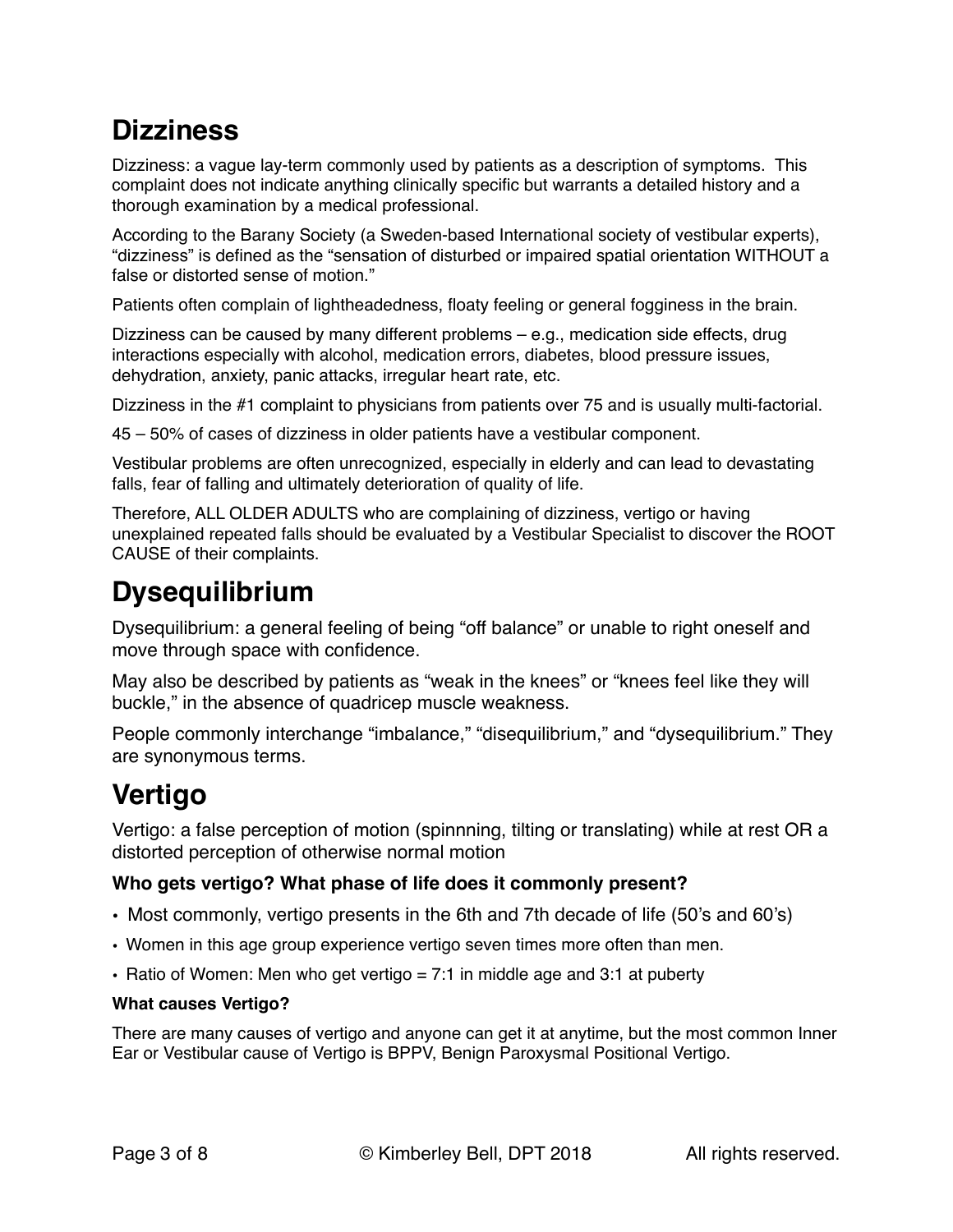# Dizziness

Dizziness: a vague lay-term commonly used by patients as a description of symptoms. This complaint does not indicate anything clinically specific but warrants a detailed history and a thorough examination by a medical professional.

According to the Barany Society (a Sweden-based International society of vestibular experts), "dizziness" is defined as the "sensation of disturbed or impaired spatial orientation WITHOUT a false or distorted sense of motion."

Patients often complain of lightheadedness, floaty feeling or general fogginess in the brain.

Dizziness can be caused by many different problems – e.g., medication side effects, drug interactions especially with alcohol, medication errors, diabetes, blood pressure issues, dehydration, anxiety, panic attacks, irregular heart rate, etc.

Dizziness in the #1 complaint to physicians from patients over 75 and is usually multi-factorial.

45 – 50% of cases of dizziness in older patients have a vestibular component.

Vestibular problems are often unrecognized, especially in elderly and can lead to devastating falls, fear of falling and ultimately deterioration of quality of life.

Therefore, ALL OLDER ADULTS who are complaining of dizziness, vertigo or having unexplained repeated falls should be evaluated by a Vestibular Specialist to discover the ROOT CAUSE of their complaints.

# Dysequilibrium

Dysequilibrium: a general feeling of being "off balance" or unable to right oneself and move through space with confidence.

May also be described by patients as "weak in the knees" or "knees feel like they will buckle," in the absence of quadricep muscle weakness.

People commonly interchange "imbalance," "disequilibrium," and "dysequilibrium." They are synonymous terms.

# Vertigo

Vertigo: a false perception of motion (spinnning, tilting or translating) while at rest OR a distorted perception of otherwise normal motion

### Who gets vertigo? What phase of life does it commonly present?

- Most commonly, vertigo presents in the 6th and 7th decade of life (50's and 60's)
- Women in this age group experience vertigo seven times more often than men.
- Ratio of Women: Men who get vertigo = 7:1 in middle age and 3:1 at puberty

#### What causes Vertigo?

There are many causes of vertigo and anyone can get it at anytime, but the most common Inner Ear or Vestibular cause of Vertigo is BPPV, Benign Paroxysmal Positional Vertigo.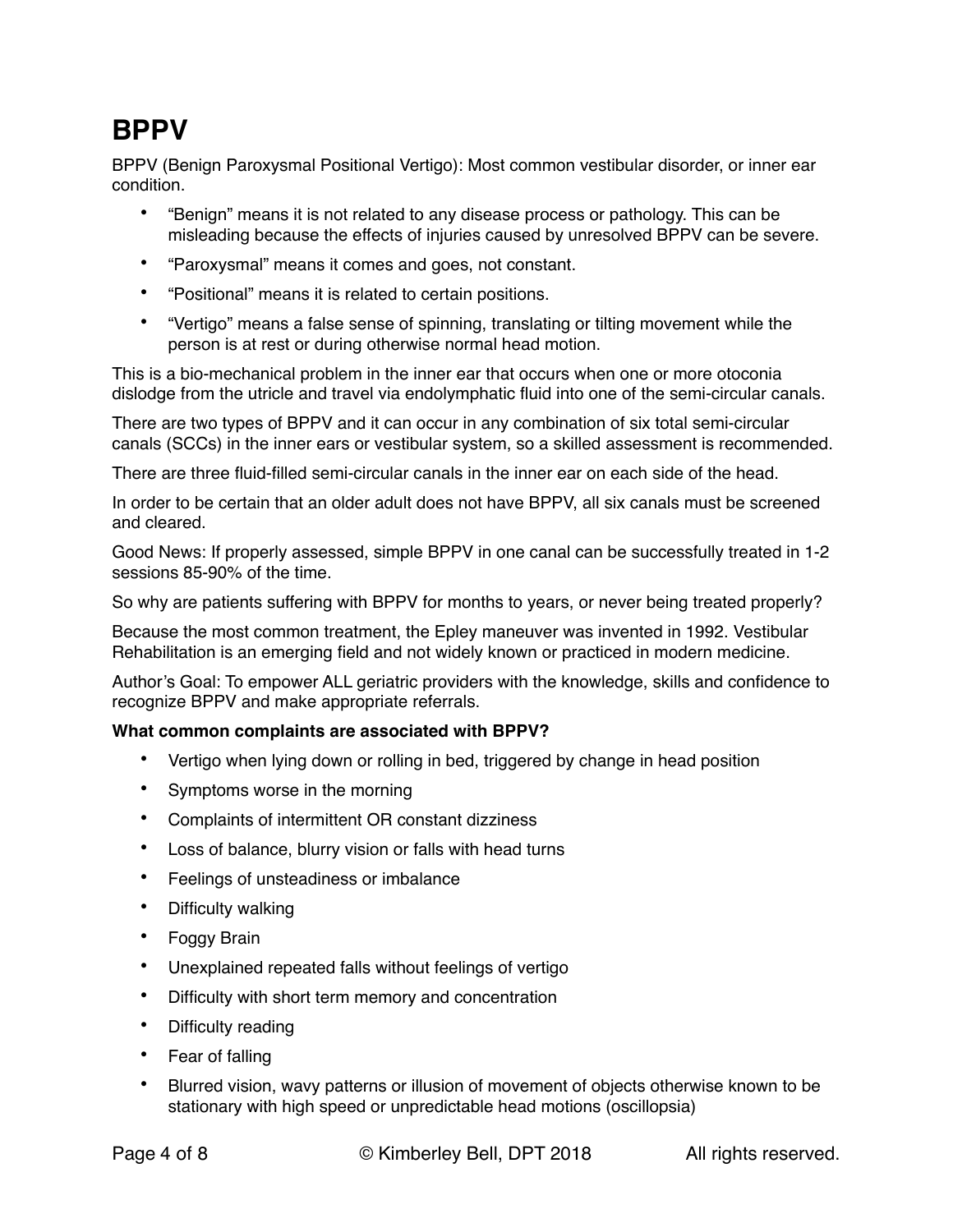# BPPV

BPPV (Benign Paroxysmal Positional Vertigo): Most common vestibular disorder, or inner ear condition.

- "Benign" means it is not related to any disease process or pathology. This can be misleading because the effects of injuries caused by unresolved BPPV can be severe.
- "Paroxysmal" means it comes and goes, not constant.
- "Positional" means it is related to certain positions.
- "Vertigo" means a false sense of spinning, translating or tilting movement while the person is at rest or during otherwise normal head motion.

This is a bio-mechanical problem in the inner ear that occurs when one or more otoconia dislodge from the utricle and travel via endolymphatic fluid into one of the semi-circular canals.

There are two types of BPPV and it can occur in any combination of six total semi-circular canals (SCCs) in the inner ears or vestibular system, so a skilled assessment is recommended.

There are three fluid-filled semi-circular canals in the inner ear on each side of the head.

In order to be certain that an older adult does not have BPPV, all six canals must be screened and cleared.

Good News: If properly assessed, simple BPPV in one canal can be successfully treated in 1-2 sessions 85-90% of the time.

So why are patients suffering with BPPV for months to years, or never being treated properly?

Because the most common treatment, the Epley maneuver was invented in 1992. Vestibular Rehabilitation is an emerging field and not widely known or practiced in modern medicine.

Author's Goal: To empower ALL geriatric providers with the knowledge, skills and confidence to recognize BPPV and make appropriate referrals.

**What common complaints are associated with BPPV?**

- Vertigo when lying down or rolling in bed, triggered by change in head position
- Symptoms worse in the morning
- Complaints of intermittent OR constant dizziness
- Loss of balance, blurry vision or falls with head turns
- Feelings of unsteadiness or imbalance
- Difficulty walking
- Foggy Brain
- Unexplained repeated falls without feelings of vertigo
- Difficulty with short term memory and concentration
- Difficulty reading
- Fear of falling
- Blurred vision, wavy patterns or illusion of movement of objects otherwise known to be stationary with high speed or unpredictable head motions (oscillopsia)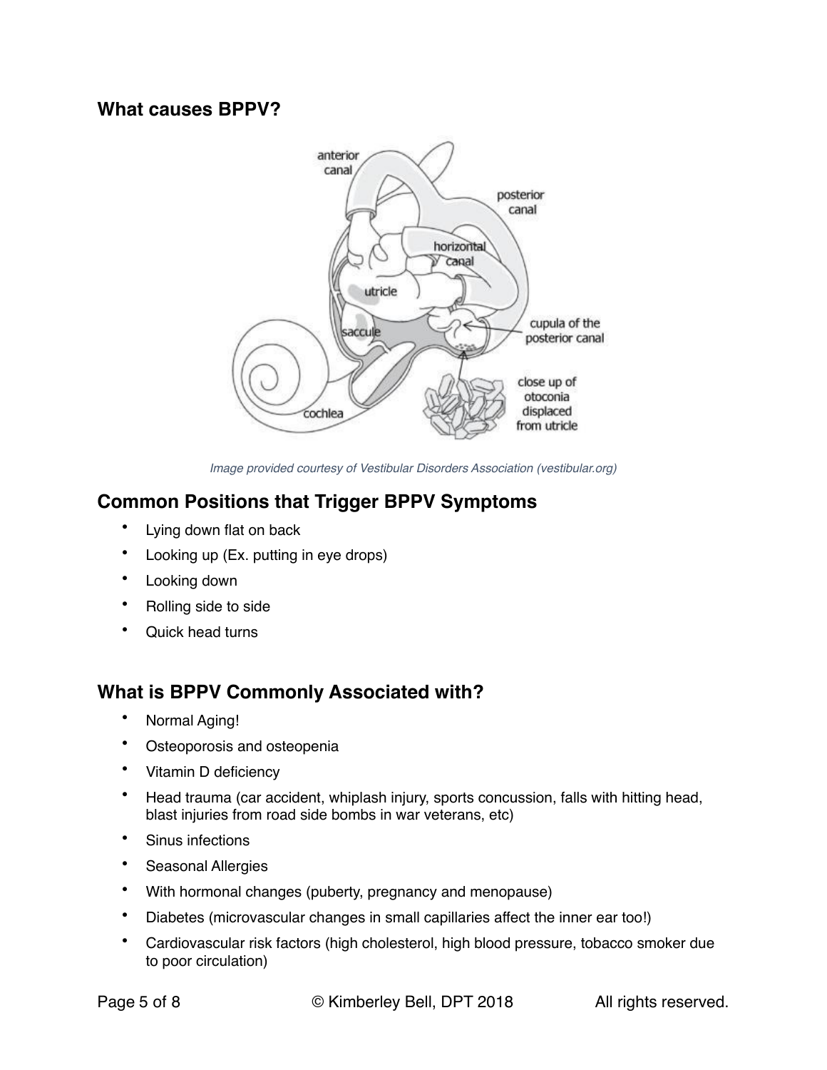## What causes BPPV?

anterior canal

posterior canal

horizontal canal

utricle

saccule

cupula of the posterior canal

close up of otoconia displaced from utricle

cochlea

*Image provided courtesy of Vestibular Disorders Association (vestibular.org)*

## Common Positions that Trigger BPPV Symptoms

- Lying down flat on back
- Looking up (Ex. putting in eye drops)
- Looking down
- Rolling side to side
- Quick head turns

## What is BPPV Commonly Associated with?

- Normal Aging!
- Osteoporosis and osteopenia
- Vitamin D deficiency
- Head trauma (car accident, whiplash injury, sports concussion, falls with hitting head, blast injuries from road side bombs in war veterans, etc)
- Sinus infections
- Seasonal Allergies
- With hormonal changes (puberty, pregnancy and menopause)
- Diabetes (microvascular changes in small capillaries affect the inner ear too!)
- Cardiovascular risk factors (high cholesterol, high blood pressure, tobacco smoker due to poor circulation)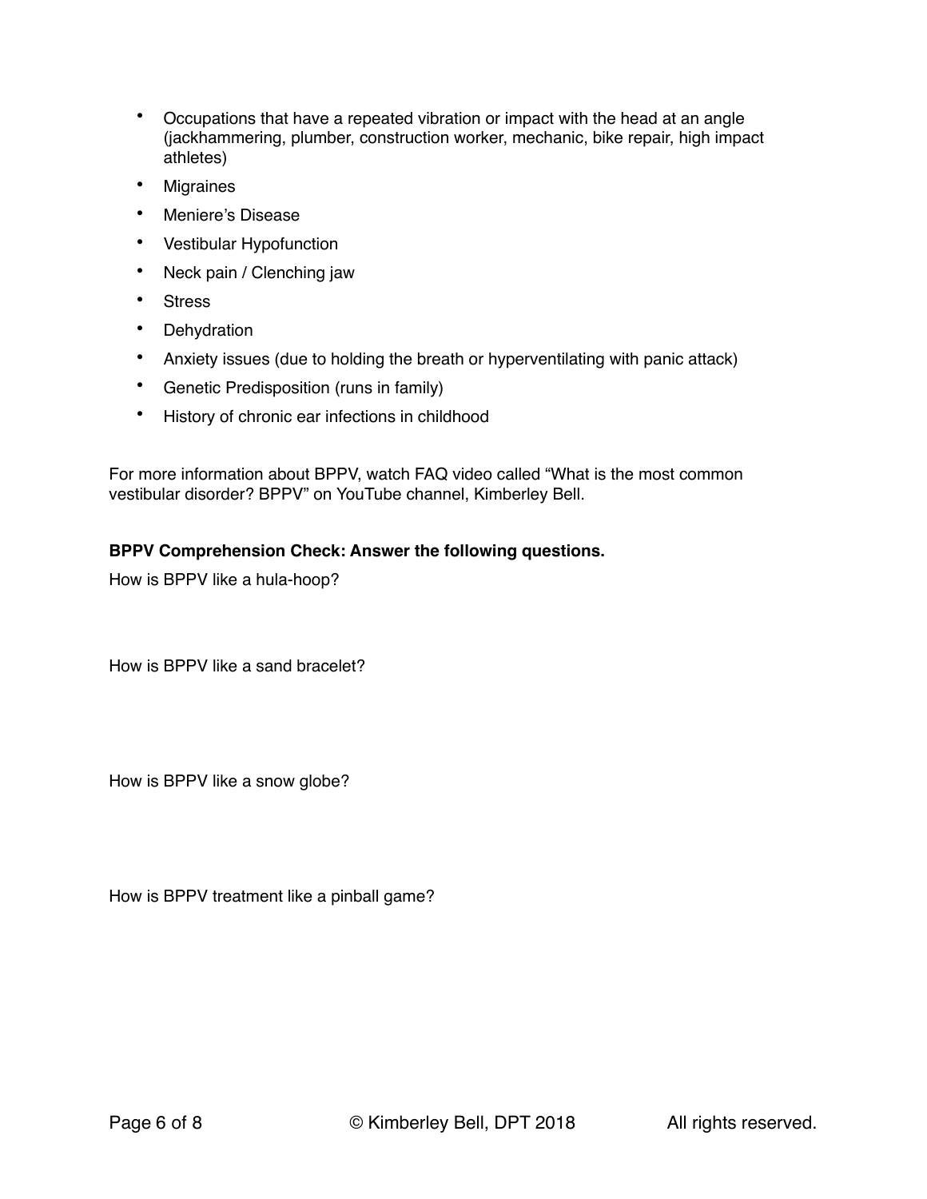- Occupations that have a repeated vibration or impact with the head at an angle (jackhammering, plumber, construction worker, mechanic, bike repair, high impact athletes)
- Migraines
- Meniere's Disease
- Vestibular Hypofunction
- Neck pain / Clenching jaw
- Stress
- Dehydration
- Anxiety issues (due to holding the breath or hyperventilating with panic attack)
- Genetic Predisposition (runs in family)
- History of chronic ear infections in childhood

For more information about BPPV, watch FAQ video called "What is the most common vestibular disorder? BPPV" on YouTube channel, Kimberley Bell.

**BPPV Comprehension Check: Answer the following questions.**

How is BPPV like a hula-hoop?

How is BPPV like a sand bracelet?

How is BPPV like a snow globe?

How is BPPV treatment like a pinball game?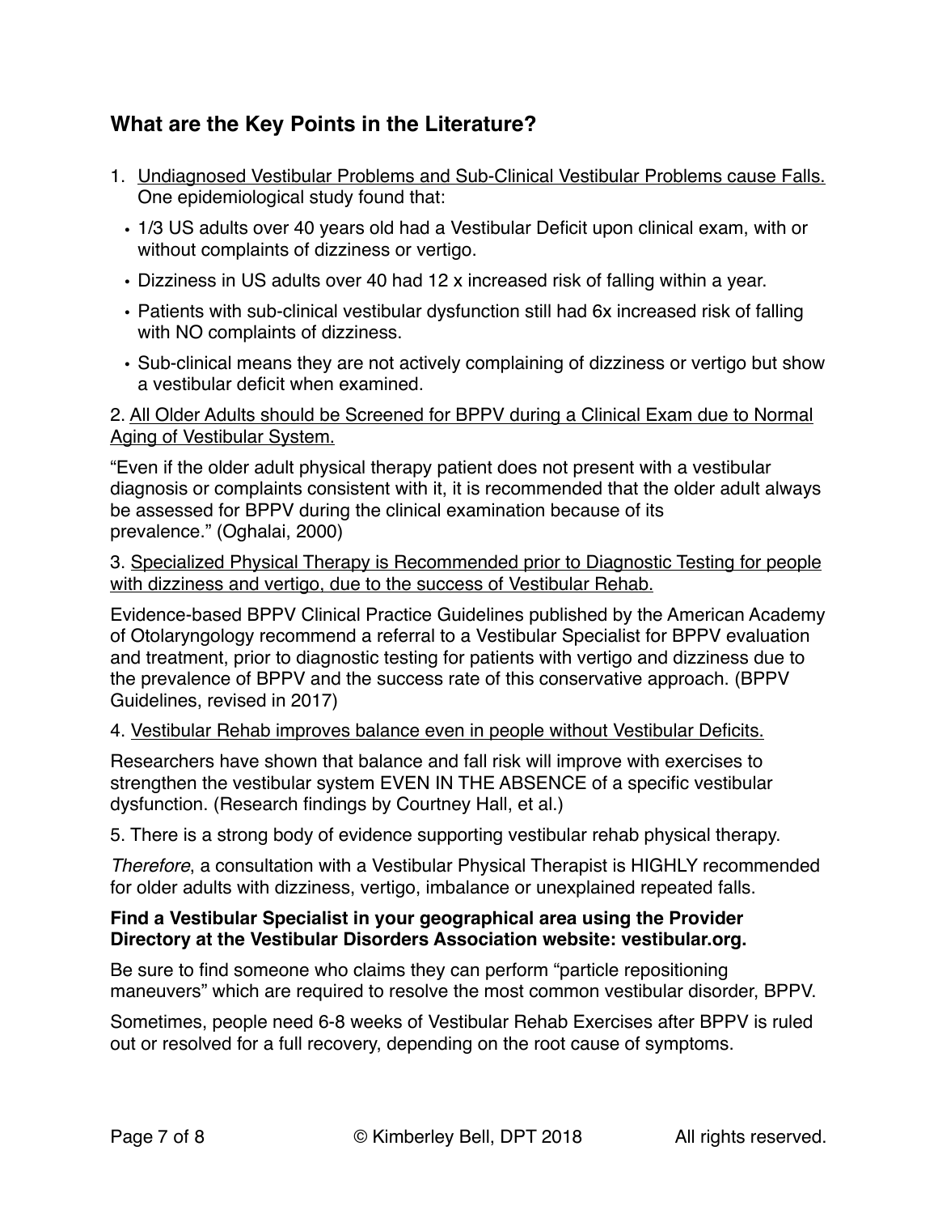## What are the Key Points in the Literature?

1. Undiagnosed Vestibular Problems and Sub-Clinical Vestibular Problems cause Falls. One epidemiological study found that:
   - 1/3 US adults over 40 years old had a Vestibular Deficit upon clinical exam, with or without complaints of dizziness or vertigo.
   - Dizziness in US adults over 40 had 12 x increased risk of falling within a year.
   - Patients with sub-clinical vestibular dysfunction still had 6x increased risk of falling with NO complaints of dizziness.
   - Sub-clinical means they are not actively complaining of dizziness or vertigo but show a vestibular deficit when examined.

2. All Older Adults should be Screened for BPPV during a Clinical Exam due to Normal Aging of Vestibular System.

"Even if the older adult physical therapy patient does not present with a vestibular diagnosis or complaints consistent with it, it is recommended that the older adult always be assessed for BPPV during the clinical examination because of its prevalence." (Oghalai, 2000)

3. Specialized Physical Therapy is Recommended prior to Diagnostic Testing for people with dizziness and vertigo, due to the success of Vestibular Rehab.

Evidence-based BPPV Clinical Practice Guidelines published by the American Academy of Otolaryngology recommend a referral to a Vestibular Specialist for BPPV evaluation and treatment, prior to diagnostic testing for patients with vertigo and dizziness due to the prevalence of BPPV and the success rate of this conservative approach. (BPPV Guidelines, revised in 2017)

4. Vestibular Rehab improves balance even in people without Vestibular Deficits.

Researchers have shown that balance and fall risk will improve with exercises to strengthen the vestibular system EVEN IN THE ABSENCE of a specific vestibular dysfunction. (Research findings by Courtney Hall, et al.)

5. There is a strong body of evidence supporting vestibular rehab physical therapy.

*Therefore*, a consultation with a Vestibular Physical Therapist is HIGHLY recommended for older adults with dizziness, vertigo, imbalance or unexplained repeated falls.

**Find a Vestibular Specialist in your geographical area using the Provider Directory at the Vestibular Disorders Association website: vestibular.org.**

Be sure to find someone who claims they can perform "particle repositioning maneuvers" which are required to resolve the most common vestibular disorder, BPPV.

Sometimes, people need 6-8 weeks of Vestibular Rehab Exercises after BPPV is ruled out or resolved for a full recovery, depending on the root cause of symptoms.

© Kimberley Bell, DPT 2018 All rights reserved.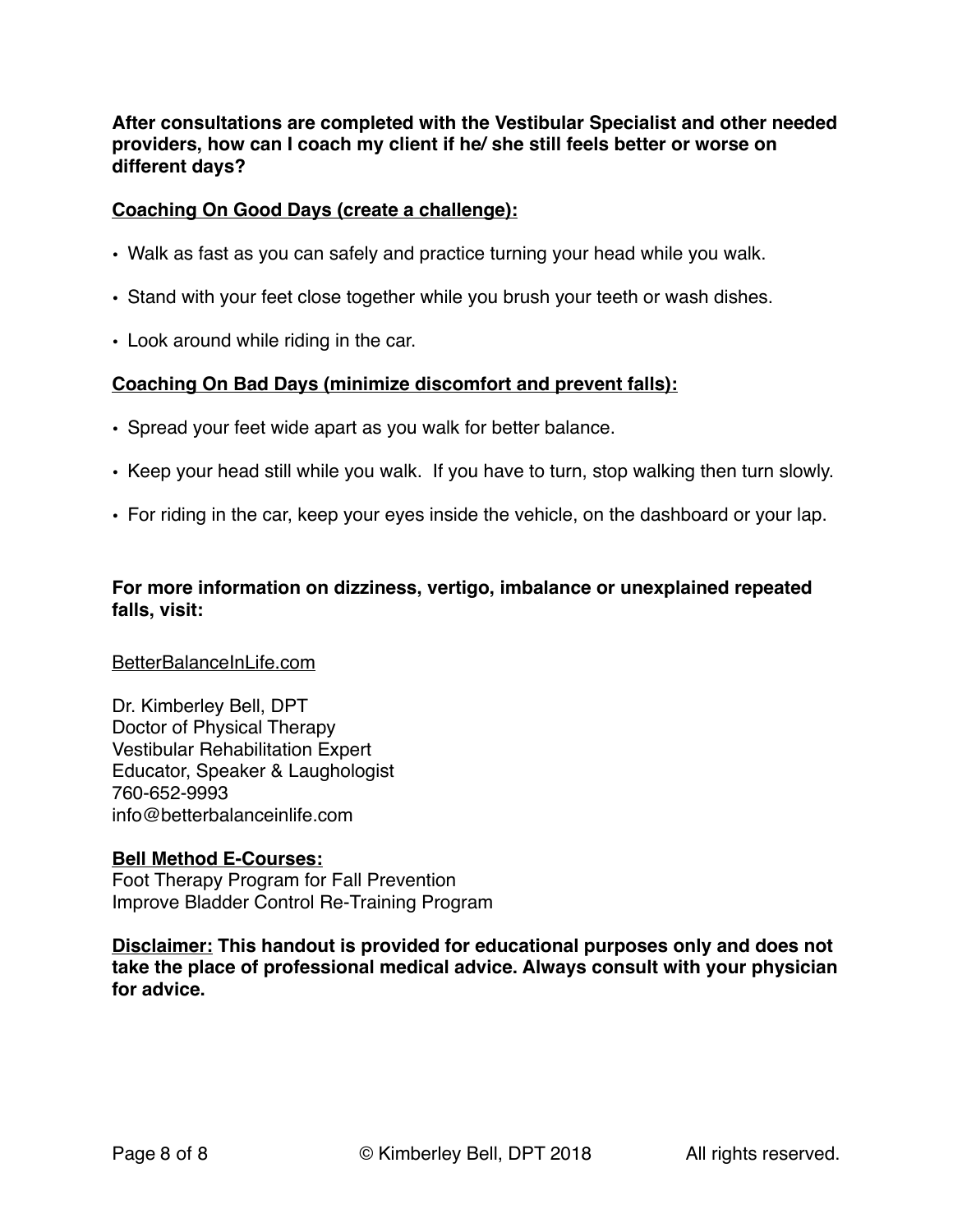**After consultations are completed with the Vestibular Specialist and other needed providers, how can I coach my client if he/ she still feels better or worse on different days?**

**Coaching On Good Days (create a challenge):**

- Walk as fast as you can safely and practice turning your head while you walk.
- Stand with your feet close together while you brush your teeth or wash dishes.
- Look around while riding in the car.

**Coaching On Bad Days (minimize discomfort and prevent falls):**

- Spread your feet wide apart as you walk for better balance.
- Keep your head still while you walk. If you have to turn, stop walking then turn slowly.
- For riding in the car, keep your eyes inside the vehicle, on the dashboard or your lap.

**For more information on dizziness, vertigo, imbalance or unexplained repeated falls, visit:**

BetterBalanceInLife.com

Dr. Kimberley Bell, DPT
Doctor of Physical Therapy
Vestibular Rehabilitation Expert
Educator, Speaker & Laughologist
760-652-9993
info@betterbalanceinlife.com

**Bell Method E-Courses:**
Foot Therapy Program for Fall Prevention
Improve Bladder Control Re-Training Program

**Disclaimer: This handout is provided for educational purposes only and does not take the place of professional medical advice. Always consult with your physician for advice.**

© Kimberley Bell, DPT 2018 All rights reserved.